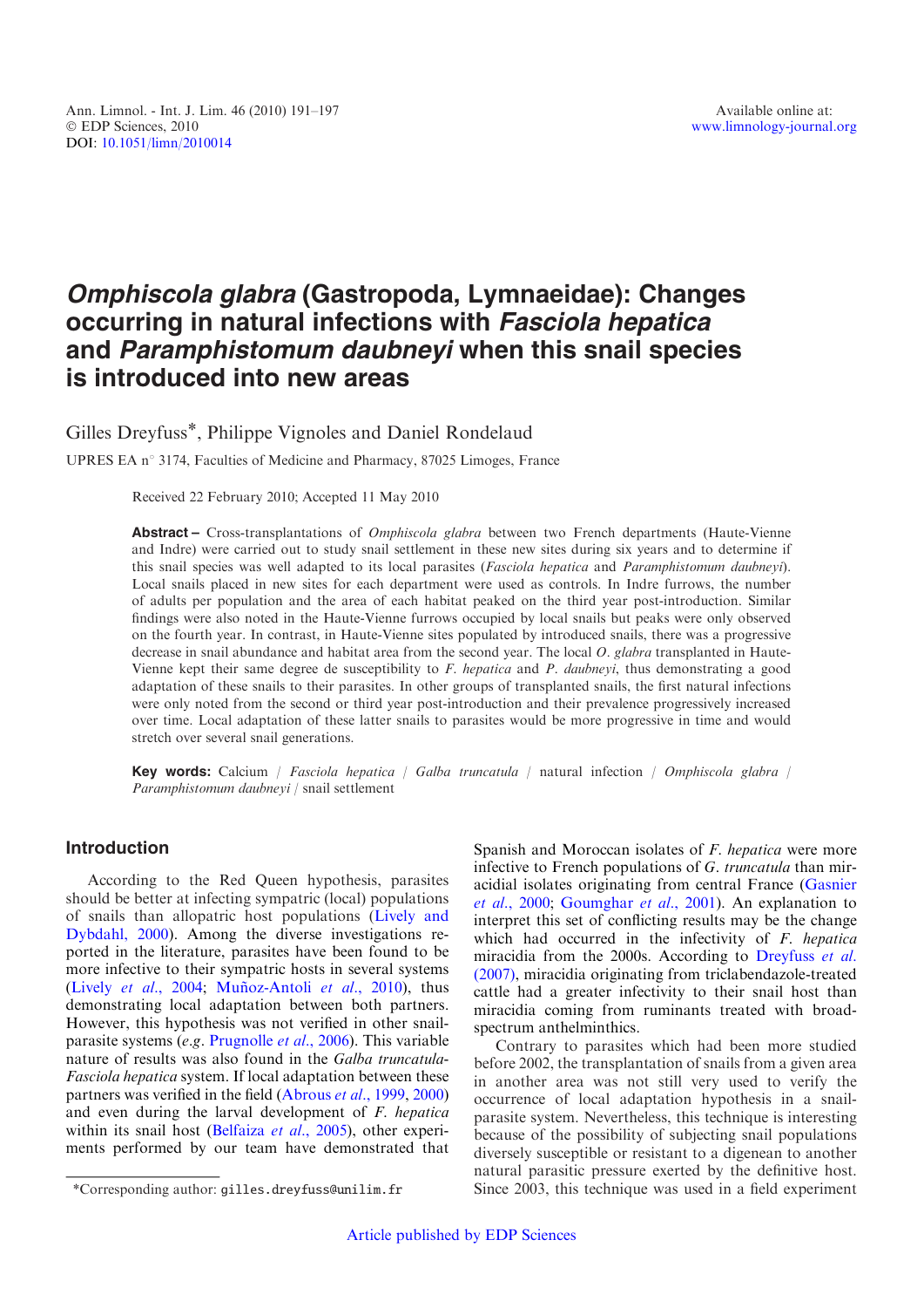# *Omphiscola glabra* (Gastropoda, Lymnaeidae): Changes occurring in natural infections with *Fasciola hepatica* and *Paramphistomum daubneyi* when this snail species is introduced into new areas

Gilles Dreyfuss*, Philippe Vignoles and Daniel Rondelaud

UPRES EA n° 3174, Faculties of Medicine and Pharmacy, 87025 Limoges, France

Received 22 February 2010; Accepted 11 May 2010

**Abstract** – Cross-transplantations of *Omphiscola glabra* between two French departments (Haute-Vienne and Indre) were carried out to study snail settlement in these new sites during six years and to determine if this snail species was well adapted to its local parasites (*Fasciola hepatica* and *Paramphistomum daubneyi*). Local snails placed in new sites for each department were used as controls. In Indre furrows, the number of adults per population and the area of each habitat peaked on the third year post-introduction. Similar findings were also noted in the Haute-Vienne furrows occupied by local snails but peaks were only observed on the fourth year. In contrast, in Haute-Vienne sites populated by introduced snails, there was a progressive decrease in snail abundance and habitat area from the second year. The local *O. glabra* transplanted in Haute-Vienne kept their same degree de susceptibility to *F. hepatica* and *P. daubneyi*, thus demonstrating a good adaptation of these snails to their parasites. In other groups of transplanted snails, the first natural infections were only noted from the second or third year post-introduction and their prevalence progressively increased over time. Local adaptation of these latter snails to parasites would be more progressive in time and would stretch over several snail generations.

**Key words:** Calcium / *Fasciola hepatica* / *Galba truncatula* / natural infection / *Omphiscola glabra* / *Paramphistomum daubneyi* / snail settlement

## Introduction

According to the Red Queen hypothesis, parasites should be better at infecting sympatric (local) populations of snails than allopatric host populations (Lively and Dybdahl, 2000). Among the diverse investigations reported in the literature, parasites have been found to be more infective to their sympatric hosts in several systems (Lively *et al*., 2004; Muñoz-Antoli *et al*., 2010), thus demonstrating local adaptation between both partners. However, this hypothesis was not verified in other snail-parasite systems (*e.g*. Prugnolle *et al*., 2006). This variable nature of results was also found in the *Galba truncatula*-*Fasciola hepatica* system. If local adaptation between these partners was verified in the field (Abrous *et al*., 1999, 2000) and even during the larval development of *F. hepatica* within its snail host (Belfaiza *et al*., 2005), other experiments performed by our team have demonstrated that Spanish and Moroccan isolates of *F. hepatica* were more infective to French populations of *G. truncatula* than miracidial isolates originating from central France (Gasnier *et al*., 2000; Goumghar *et al*., 2001). An explanation to interpret this set of conflicting results may be the change which had occurred in the infectivity of *F. hepatica* miracidia from the 2000s. According to Dreyfuss *et al.* (2007), miracidia originating from triclabendazole-treated cattle had a greater infectivity to their snail host than miracidia coming from ruminants treated with broad-spectrum anthelminthics.

Contrary to parasites which had been more studied before 2002, the transplantation of snails from a given area in another area was not still very used to verify the occurrence of local adaptation hypothesis in a snail-parasite system. Nevertheless, this technique is interesting because of the possibility of subjecting snail populations diversely susceptible or resistant to a digenean to another natural parasitic pressure exerted by the definitive host. Since 2003, this technique was used in a field experiment

*Corresponding author: gilles.dreyfuss@unilim.fr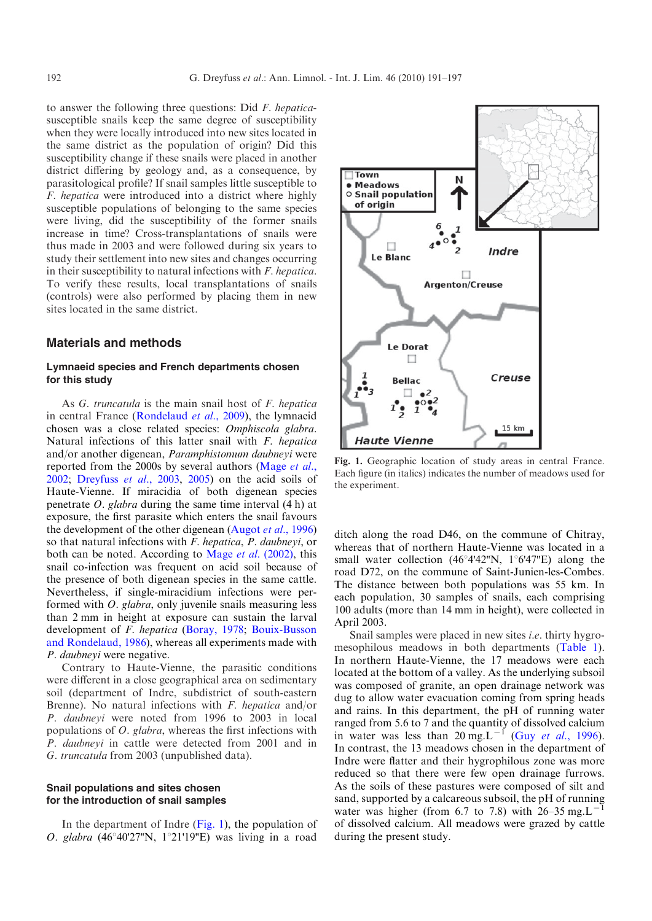to answer the following three questions: Did *F. hepatica*-susceptible snails keep the same degree of susceptibility when they were locally introduced into new sites located in the same district as the population of origin? Did this susceptibility change if these snails were placed in another district differing by geology and, as a consequence, by parasitological profile? If snail samples little susceptible to *F. hepatica* were introduced into a district where highly susceptible populations of belonging to the same species were living, did the susceptibility of the former snails increase in time? Cross-transplantations of snails were thus made in 2003 and were followed during six years to study their settlement into new sites and changes occurring in their susceptibility to natural infections with *F. hepatica*. To verify these results, local transplantations of snails (controls) were also performed by placing them in new sites located in the same district.

## Materials and methods

### Lymnaeid species and French departments chosen for this study

As *G. truncatula* is the main snail host of *F. hepatica* in central France (Rondelaud *et al*., 2009), the lymnaeid chosen was a close related species: *Omphiscola glabra*. Natural infections of this latter snail with *F. hepatica* and/or another digenean, *Paramphistomum daubneyi* were reported from the 2000s by several authors (Mage *et al*., 2002; Dreyfuss *et al*., 2003, 2005) on the acid soils of Haute-Vienne. If miracidia of both digenean species penetrate *O. glabra* during the same time interval (4 h) at exposure, the first parasite which enters the snail favours the development of the other digenean (Augot *et al*., 1996) so that natural infections with *F. hepatica*, *P. daubneyi*, or both can be noted. According to Mage *et al*. (2002), this snail co-infection was frequent on acid soil because of the presence of both digenean species in the same cattle. Nevertheless, if single-miracidium infections were performed with *O. glabra*, only juvenile snails measuring less than 2 mm in height at exposure can sustain the larval development of *F. hepatica* (Boray, 1978; Bouix-Busson and Rondelaud, 1986), whereas all experiments made with *P. daubneyi* were negative.

Contrary to Haute-Vienne, the parasitic conditions were different in a close geographical area on sedimentary soil (department of Indre, subdistrict of south-eastern Brenne). No natural infections with *F. hepatica* and/or *P. daubneyi* were noted from 1996 to 2003 in local populations of *O. glabra*, whereas the first infections with *P. daubneyi* in cattle were detected from 2001 and in *G. truncatula* from 2003 (unpublished data).

### Snail populations and sites chosen for the introduction of snail samples

In the department of Indre (Fig. 1), the population of *O. glabra* (46°40'27"N, 1°21'19"E) was living in a road ditch along the road D46, on the commune of Chitray, whereas that of northern Haute-Vienne was located in a small water collection (46°4'42"N, 1°6'47"E) along the road D72, on the commune of Saint-Junien-les-Combes. The distance between both populations was 55 km. In each population, 30 samples of snails, each comprising 100 adults (more than 14 mm in height), were collected in April 2003.

Snail samples were placed in new sites *i.e*. thirty hygro-mesophilous meadows in both departments (Table 1). In northern Haute-Vienne, the 17 meadows were each located at the bottom of a valley. As the underlying subsoil was composed of granite, an open drainage network was dug to allow water evacuation coming from spring heads and rains. In this department, the pH of running water ranged from 5.6 to 7 and the quantity of dissolved calcium in water was less than 20 $mg.L^{-1}$ (Guy *et al*., 1996). In contrast, the 13 meadows chosen in the department of Indre were flatter and their hygrophilous zone was more reduced so that there were few open drainage furrows. As the soils of these pastures were composed of silt and sand, supported by a calcareous subsoil, the pH of running water was higher (from 6.7 to 7.8) with 26–35 $mg.L^{-1}$ of dissolved calcium. All meadows were grazed by cattle during the present study.

**Fig. 1.** Geographic location of study areas in central France. Each figure (in italics) indicates the number of meadows used for the experiment.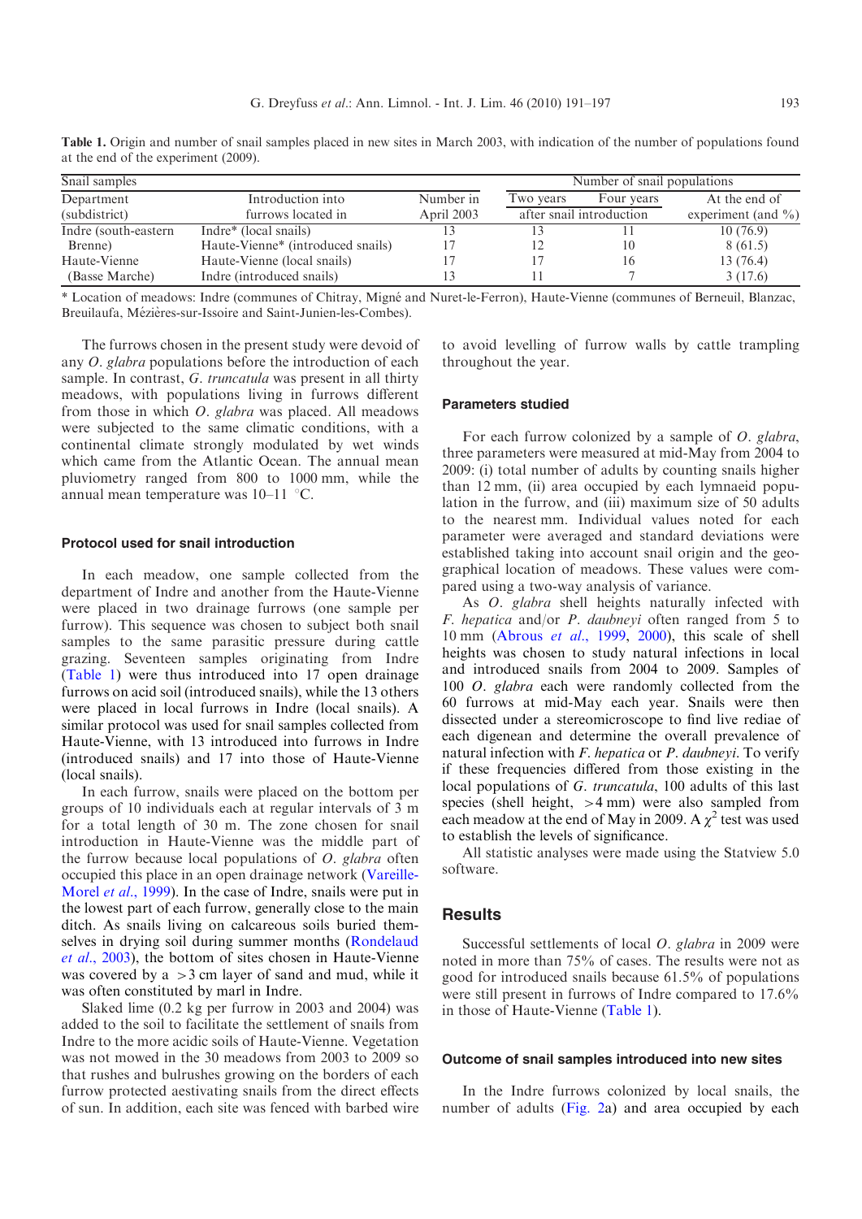**Table 1.** Origin and number of snail samples placed in new sites in March 2003, with indication of the number of populations found at the end of the experiment (2009).

| Snail samples | | | Number of snail populations | | |
|---|---|---|---|---|---|
| Department (subdistrict) | Introduction into furrows located in | Number in April 2003 | Two years after snail introduction | Four years after snail introduction | At the end of experiment (and %) |
| Indre (south-eastern Brenne) | Indre* (local snails) | 13 | 13 | 11 | 10 (76.9) |
| | Haute-Vienne* (introduced snails) | 17 | 12 | 10 | 8 (61.5) |
| Haute-Vienne (Basse Marche) | Haute-Vienne (local snails) | 17 | 17 | 16 | 13 (76.4) |
| | Indre (introduced snails) | 13 | 11 | 7 | 3 (17.6) |

\* Location of meadows: Indre (communes of Chitray, Migné and Nuret-le-Ferron), Haute-Vienne (communes of Berneuil, Blanzac, Breuilaufa, Mézières-sur-Issoire and Saint-Junien-les-Combes).

The furrows chosen in the present study were devoid of any *O. glabra* populations before the introduction of each sample. In contrast, *G. truncatula* was present in all thirty meadows, with populations living in furrows different from those in which *O. glabra* was placed. All meadows were subjected to the same climatic conditions, with a continental climate strongly modulated by wet winds which came from the Atlantic Ocean. The annual mean pluviometry ranged from 800 to 1000 mm, while the annual mean temperature was 10–11 °C.

### Protocol used for snail introduction

In each meadow, one sample collected from the department of Indre and another from the Haute-Vienne were placed in two drainage furrows (one sample per furrow). This sequence was chosen to subject both snail samples to the same parasitic pressure during cattle grazing. Seventeen samples originating from Indre (Table 1) were thus introduced into 17 open drainage furrows on acid soil (introduced snails), while the 13 others were placed in local furrows in Indre (local snails). A similar protocol was used for snail samples collected from Haute-Vienne, with 13 introduced into furrows in Indre (introduced snails) and 17 into those of Haute-Vienne (local snails).

In each furrow, snails were placed on the bottom per groups of 10 individuals each at regular intervals of 3 m for a total length of 30 m. The zone chosen for snail introduction in Haute-Vienne was the middle part of the furrow because local populations of *O. glabra* often occupied this place in an open drainage network (Vareille-Morel *et al*., 1999). In the case of Indre, snails were put in the lowest part of each furrow, generally close to the main ditch. As snails living on calcareous soils buried themselves in drying soil during summer months (Rondelaud *et al*., 2003), the bottom of sites chosen in Haute-Vienne was covered by a >3 cm layer of sand and mud, while it was often constituted by marl in Indre.

Slaked lime (0.2 kg per furrow in 2003 and 2004) was added to the soil to facilitate the settlement of snails from Indre to the more acidic soils of Haute-Vienne. Vegetation was not mowed in the 30 meadows from 2003 to 2009 so that rushes and bulrushes growing on the borders of each furrow protected aestivating snails from the direct effects of sun. In addition, each site was fenced with barbed wire to avoid levelling of furrow walls by cattle trampling throughout the year.

### Parameters studied

For each furrow colonized by a sample of *O. glabra*, three parameters were measured at mid-May from 2004 to 2009: (i) total number of adults by counting snails higher than 12 mm, (ii) area occupied by each lymnaeid population in the furrow, and (iii) maximum size of 50 adults to the nearest mm. Individual values noted for each parameter were averaged and standard deviations were established taking into account snail origin and the geographical location of meadows. These values were compared using a two-way analysis of variance.

As *O. glabra* shell heights naturally infected with *F. hepatica* and/or *P. daubneyi* often ranged from 5 to 10 mm (Abrous *et al*., 1999, 2000), this scale of shell heights was chosen to study natural infections in local and introduced snails from 2004 to 2009. Samples of 100 *O. glabra* each were randomly collected from the 60 furrows at mid-May each year. Snails were then dissected under a stereomicroscope to find live rediae of each digenean and determine the overall prevalence of natural infection with *F. hepatica* or *P. daubneyi*. To verify if these frequencies differed from those existing in the local populations of *G. truncatula*, 100 adults of this last species (shell height, >4 mm) were also sampled from each meadow at the end of May in 2009. A $\chi^2$ test was used to establish the levels of significance.

All statistic analyses were made using the Statview 5.0 software.

## Results

Successful settlements of local *O. glabra* in 2009 were noted in more than 75% of cases. The results were not as good for introduced snails because 61.5% of populations were still present in furrows of Indre compared to 17.6% in those of Haute-Vienne (Table 1).

### Outcome of snail samples introduced into new sites

In the Indre furrows colonized by local snails, the number of adults (Fig. 2a) and area occupied by each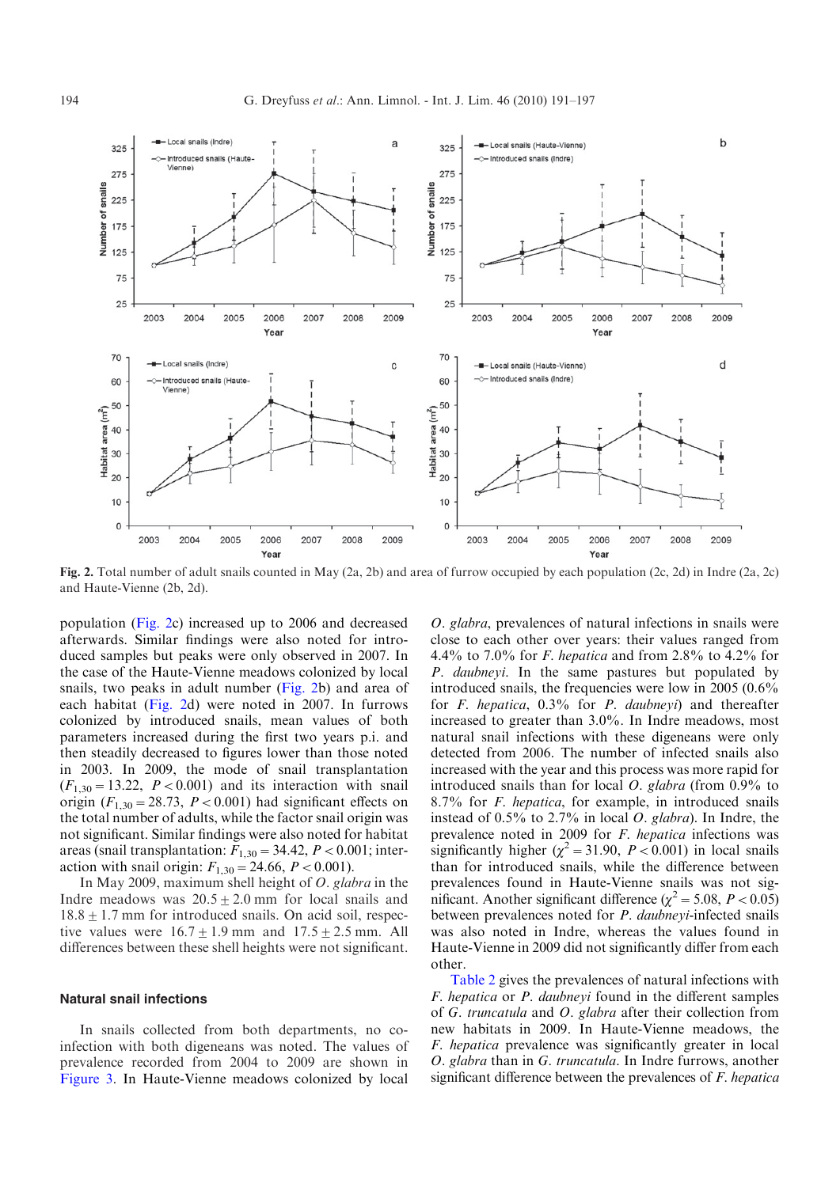Fig. 2. Total number of adult snails counted in May (2a, 2b) and area of furrow occupied by each population (2c, 2d) in Indre (2a, 2c) and Haute-Vienne (2b, 2d).

population (Fig. 2c) increased up to 2006 and decreased afterwards. Similar findings were also noted for introduced samples but peaks were only observed in 2007. In the case of the Haute-Vienne meadows colonized by local snails, two peaks in adult number (Fig. 2b) and area of each habitat (Fig. 2d) were noted in 2007. In furrows colonized by introduced snails, mean values of both parameters increased during the first two years p.i. and then steadily decreased to figures lower than those noted in 2003. In 2009, the mode of snail transplantation ($F_{1,30} = 13.22$, $P < 0.001$) and its interaction with snail origin ($F_{1,30} = 28.73$, $P < 0.001$) had significant effects on the total number of adults, while the factor snail origin was not significant. Similar findings were also noted for habitat areas (snail transplantation: $F_{1,30} = 34.42$, $P < 0.001$; interaction with snail origin: $F_{1,30} = 24.66$, $P < 0.001$).

In May 2009, maximum shell height of *O. glabra* in the Indre meadows was $20.5 \pm 2.0$ mm for local snails and $18.8 \pm 1.7$ mm for introduced snails. On acid soil, respective values were $16.7 \pm 1.9$ mm and $17.5 \pm 2.5$ mm. All differences between these shell heights were not significant.

## Natural snail infections

In snails collected from both departments, no co-infection with both digeneans was noted. The values of prevalence recorded from 2004 to 2009 are shown in Figure 3. In Haute-Vienne meadows colonized by local *O. glabra*, prevalences of natural infections in snails were close to each other over years: their values ranged from 4.4% to 7.0% for *F. hepatica* and from 2.8% to 4.2% for *P. daubneyi*. In the same pastures but populated by introduced snails, the frequencies were low in 2005 (0.6% for *F. hepatica*, 0.3% for *P. daubneyi*) and thereafter increased to greater than 3.0%. In Indre meadows, most natural snail infections with these digeneans were only detected from 2006. The number of infected snails also increased with the year and this process was more rapid for introduced snails than for local *O. glabra* (from 0.9% to 8.7% for *F. hepatica*, for example, in introduced snails instead of 0.5% to 2.7% in local *O. glabra*). In Indre, the prevalence noted in 2009 for *F. hepatica* infections was significantly higher ($\chi^2 = 31.90$, $P < 0.001$) in local snails than for introduced snails, while the difference between prevalences found in Haute-Vienne snails was not significant. Another significant difference ($\chi^2 = 5.08$, $P < 0.05$) between prevalences noted for *P. daubneyi*-infected snails was also noted in Indre, whereas the values found in Haute-Vienne in 2009 did not significantly differ from each other.

Table 2 gives the prevalences of natural infections with *F. hepatica* or *P. daubneyi* found in the different samples of *G. truncatula* and *O. glabra* after their collection from new habitats in 2009. In Haute-Vienne meadows, the *F. hepatica* prevalence was significantly greater in local *O. glabra* than in *G. truncatula*. In Indre furrows, another significant difference between the prevalences of *F. hepatica*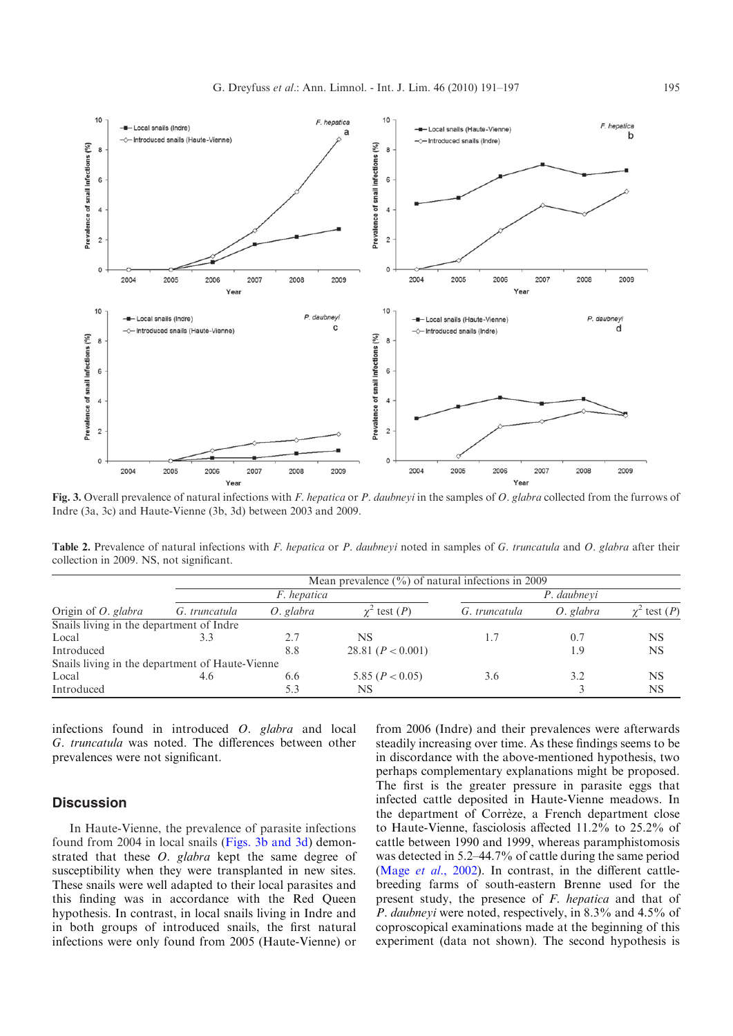**Fig. 3.** Overall prevalence of natural infections with *F. hepatica* or *P. daubneyi* in the samples of *O. glabra* collected from the furrows of Indre (3a, 3c) and Haute-Vienne (3b, 3d) between 2003 and 2009.

**Table 2.** Prevalence of natural infections with *F. hepatica* or *P. daubneyi* noted in samples of *G. truncatula* and *O. glabra* after their collection in 2009. NS, not significant.

| | Mean prevalence (%) of natural infections in 2009 | | | | | |
|---|---|---|---|---|---|---|
| | *F. hepatica* | | | *P. daubneyi* | | |
| Origin of *O. glabra* | *G. truncatula* | *O. glabra* | $\chi^2$ test (*P*) | *G. truncatula* | *O. glabra* | $\chi^2$ test (*P*) |
| Snails living in the department of Indre | | | | | | |
| Local | 3.3 | 2.7 | NS | 1.7 | 0.7 | NS |
| Introduced | | 8.8 | 28.81 ($P < 0.001$) | | 1.9 | NS |
| Snails living in the department of Haute-Vienne | | | | | | |
| Local | 4.6 | 6.6 | 5.85 ($P < 0.05$) | 3.6 | 3.2 | NS |
| Introduced | | 5.3 | NS | | 3 | NS |

infections found in introduced *O. glabra* and local *G. truncatula* was noted. The differences between other prevalences were not significant.

## Discussion

In Haute-Vienne, the prevalence of parasite infections found from 2004 in local snails (Figs. 3b and 3d) demonstrated that these *O. glabra* kept the same degree of susceptibility when they were transplanted in new sites. These snails were well adapted to their local parasites and this finding was in accordance with the Red Queen hypothesis. In contrast, in local snails living in Indre and in both groups of introduced snails, the first natural infections were only found from 2005 (Haute-Vienne) or from 2006 (Indre) and their prevalences were afterwards steadily increasing over time. As these findings seems to be in discordance with the above-mentioned hypothesis, two perhaps complementary explanations might be proposed. The first is the greater pressure in parasite eggs that infected cattle deposited in Haute-Vienne meadows. In the department of Corrèze, a French department close to Haute-Vienne, fasciolosis affected 11.2% to 25.2% of cattle between 1990 and 1999, whereas paramphistomosis was detected in 5.2–44.7% of cattle during the same period (Mage *et al.*, 2002). In contrast, in the different cattle-breeding farms of south-eastern Brenne used for the present study, the presence of *F. hepatica* and that of *P. daubneyi* were noted, respectively, in 8.3% and 4.5% of coproscopical examinations made at the beginning of this experiment (data not shown). The second hypothesis is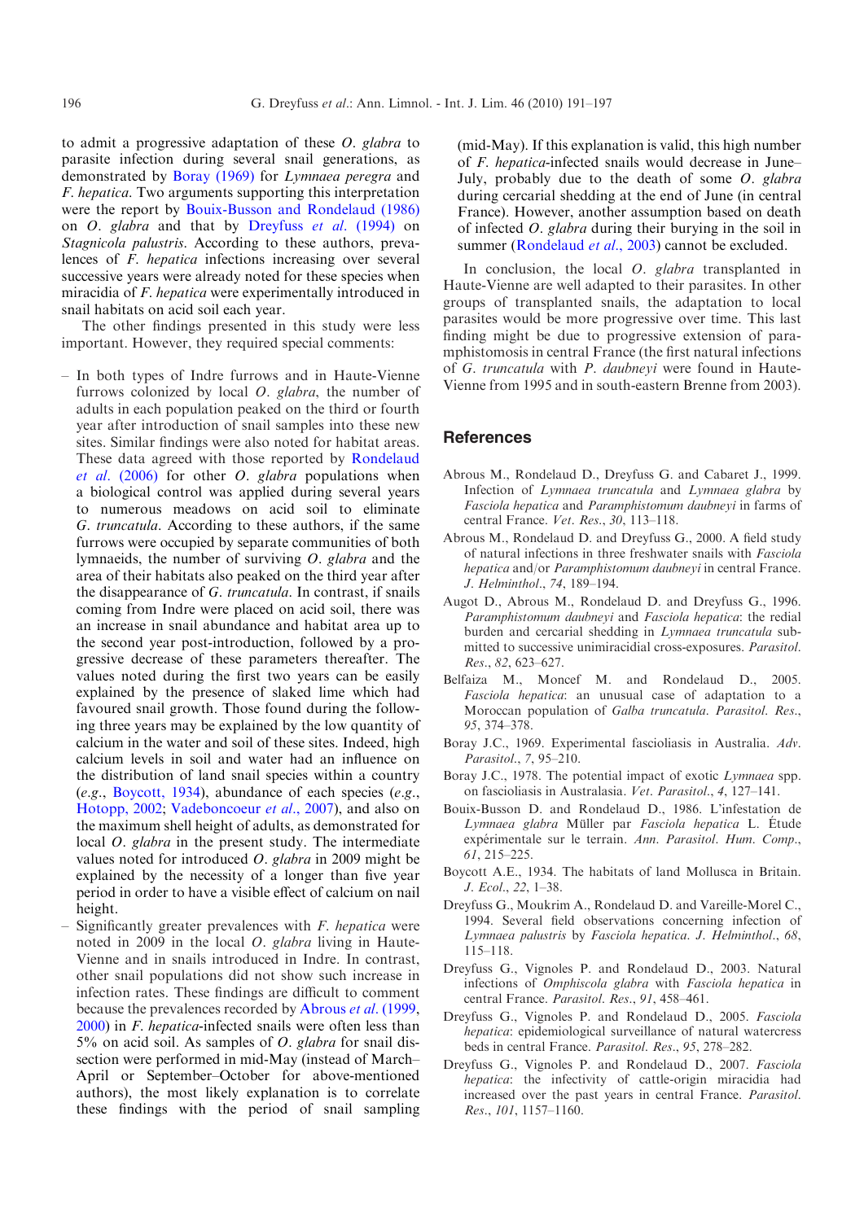to admit a progressive adaptation of these *O. glabra* to parasite infection during several snail generations, as demonstrated by Boray (1969) for *Lymnaea peregra* and *F. hepatica*. Two arguments supporting this interpretation were the report by Bouix-Busson and Rondelaud (1986) on *O. glabra* and that by Dreyfuss *et al.* (1994) on *Stagnicola palustris*. According to these authors, prevalences of *F. hepatica* infections increasing over several successive years were already noted for these species when miracidia of *F. hepatica* were experimentally introduced in snail habitats on acid soil each year.

The other findings presented in this study were less important. However, they required special comments:

- In both types of Indre furrows and in Haute-Vienne furrows colonized by local *O. glabra*, the number of adults in each population peaked on the third or fourth year after introduction of snail samples into these new sites. Similar findings were also noted for habitat areas. These data agreed with those reported by Rondelaud *et al.* (2006) for other *O. glabra* populations when a biological control was applied during several years to numerous meadows on acid soil to eliminate *G. truncatula*. According to these authors, if the same furrows were occupied by separate communities of both lymnaeids, the number of surviving *O. glabra* and the area of their habitats also peaked on the third year after the disappearance of *G. truncatula*. In contrast, if snails coming from Indre were placed on acid soil, there was an increase in snail abundance and habitat area up to the second year post-introduction, followed by a progressive decrease of these parameters thereafter. The values noted during the first two years can be easily explained by the presence of slaked lime which had favoured snail growth. Those found during the following three years may be explained by the low quantity of calcium in the water and soil of these sites. Indeed, high calcium levels in soil and water had an influence on the distribution of land snail species within a country (*e.g.*, Boycott, 1934), abundance of each species (*e.g.*, Hotopp, 2002; Vadeboncoeur *et al.*, 2007), and also on the maximum shell height of adults, as demonstrated for local *O. glabra* in the present study. The intermediate values noted for introduced *O. glabra* in 2009 might be explained by the necessity of a longer than five year period in order to have a visible effect of calcium on nail height.
- Significantly greater prevalences with *F. hepatica* were noted in 2009 in the local *O. glabra* living in Haute-Vienne and in snails introduced in Indre. In contrast, other snail populations did not show such increase in infection rates. These findings are difficult to comment because the prevalences recorded by Abrous *et al.* (1999, 2000) in *F. hepatica*-infected snails were often less than 5% on acid soil. As samples of *O. glabra* for snail dissection were performed in mid-May (instead of March–April or September–October for above-mentioned authors), the most likely explanation is to correlate these findings with the period of snail sampling (mid-May). If this explanation is valid, this high number of *F. hepatica*-infected snails would decrease in June–July, probably due to the death of some *O. glabra* during cercarial shedding at the end of June (in central France). However, another assumption based on death of infected *O. glabra* during their burying in the soil in summer (Rondelaud *et al.*, 2003) cannot be excluded.

In conclusion, the local *O. glabra* transplanted in Haute-Vienne are well adapted to their parasites. In other groups of transplanted snails, the adaptation to local parasites would be more progressive over time. This last finding might be due to progressive extension of paramphistomosis in central France (the first natural infections of *G. truncatula* with *P. daubneyi* were found in Haute-Vienne from 1995 and in south-eastern Brenne from 2003).

## References

Abrous M., Rondelaud D., Dreyfuss G. and Cabaret J., 1999. Infection of *Lymnaea truncatula* and *Lymnaea glabra* by *Fasciola hepatica* and *Paramphistomum daubneyi* in farms of central France. *Vet. Res.*, *30*, 113–118.

Abrous M., Rondelaud D. and Dreyfuss G., 2000. A field study of natural infections in three freshwater snails with *Fasciola hepatica* and/or *Paramphistomum daubneyi* in central France. *J. Helminthol.*, *74*, 189–194.

Augot D., Abrous M., Rondelaud D. and Dreyfuss G., 1996. *Paramphistomum daubneyi* and *Fasciola hepatica*: the redial burden and cercarial shedding in *Lymnaea truncatula* submitted to successive unimiracidial cross-exposures. *Parasitol. Res.*, *82*, 623–627.

Belfaiza M., Moncef M. and Rondelaud D., 2005. *Fasciola hepatica*: an unusual case of adaptation to a Moroccan population of *Galba truncatula*. *Parasitol. Res.*, *95*, 374–378.

Boray J.C., 1969. Experimental fascioliasis in Australia. *Adv. Parasitol.*, *7*, 95–210.

Boray J.C., 1978. The potential impact of exotic *Lymnaea* spp. on fascioliasis in Australasia. *Vet. Parasitol.*, *4*, 127–141.

Bouix-Busson D. and Rondelaud D., 1986. L'infestation de *Lymnaea glabra* Müller par *Fasciola hepatica* L. Étude expérimentale sur le terrain. *Ann. Parasitol. Hum. Comp.*, *61*, 215–225.

Boycott A.E., 1934. The habitats of land Mollusca in Britain. *J. Ecol.*, *22*, 1–38.

Dreyfuss G., Moukrim A., Rondelaud D. and Vareille-Morel C., 1994. Several field observations concerning infection of *Lymnaea palustris* by *Fasciola hepatica*. *J. Helminthol.*, *68*, 115–118.

Dreyfuss G., Vignoles P. and Rondelaud D., 2003. Natural infections of *Omphiscola glabra* with *Fasciola hepatica* in central France. *Parasitol. Res.*, *91*, 458–461.

Dreyfuss G., Vignoles P. and Rondelaud D., 2005. *Fasciola hepatica*: epidemiological surveillance of natural watercress beds in central France. *Parasitol. Res.*, *95*, 278–282.

Dreyfuss G., Vignoles P. and Rondelaud D., 2007. *Fasciola hepatica*: the infectivity of cattle-origin miracidia had increased over the past years in central France. *Parasitol. Res.*, *101*, 1157–1160.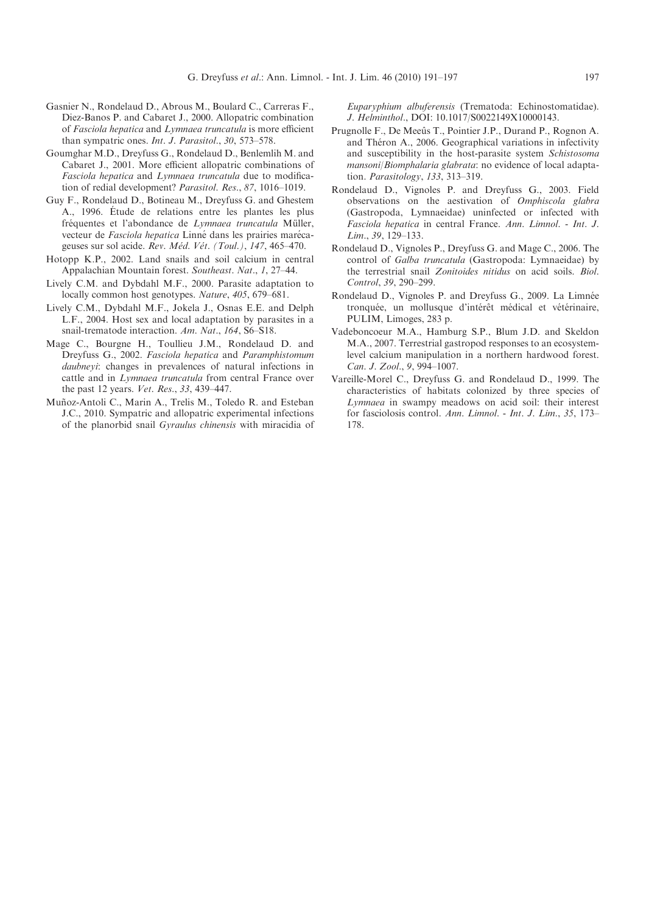Gasnier N., Rondelaud D., Abrous M., Boulard C., Carreras F., Diez-Banos P. and Cabaret J., 2000. Allopatric combination of *Fasciola hepatica* and *Lymnaea truncatula* is more efficient than sympatric ones. *Int. J. Parasitol.*, *30*, 573–578.

Goumghar M.D., Dreyfuss G., Rondelaud D., Benlemlih M. and Cabaret J., 2001. More efficient allopatric combinations of *Fasciola hepatica* and *Lymnaea truncatula* due to modification of redial development? *Parasitol. Res.*, *87*, 1016–1019.

Guy F., Rondelaud D., Botineau M., Dreyfuss G. and Ghestem A., 1996. Étude de relations entre les plantes les plus fréquentes et l'abondance de *Lymnaea truncatula* Müller, vecteur de *Fasciola hepatica* Linné dans les prairies marécageuses sur sol acide. *Rev. Méd. Vét. (Toul.)*, *147*, 465–470.

Hotopp K.P., 2002. Land snails and soil calcium in central Appalachian Mountain forest. *Southeast. Nat.*, *1*, 27–44.

Lively C.M. and Dybdahl M.F., 2000. Parasite adaptation to locally common host genotypes. *Nature*, *405*, 679–681.

Lively C.M., Dybdahl M.F., Jokela J., Osnas E.E. and Delph L.F., 2004. Host sex and local adaptation by parasites in a snail-trematode interaction. *Am. Nat.*, *164*, S6–S18.

Mage C., Bourgne H., Toullieu J.M., Rondelaud D. and Dreyfuss G., 2002. *Fasciola hepatica* and *Paramphistomum daubneyi*: changes in prevalences of natural infections in cattle and in *Lymnaea truncatula* from central France over the past 12 years. *Vet. Res.*, *33*, 439–447.

Muñoz-Antoli C., Marin A., Trelis M., Toledo R. and Esteban J.C., 2010. Sympatric and allopatric experimental infections of the planorbid snail *Gyraulus chinensis* with miracidia of *Euparyphium albuferensis* (Trematoda: Echinostomatidae). *J. Helminthol.*, DOI: 10.1017/S0022149X10000143.

Prugnolle F., De Meeûs T., Pointier J.P., Durand P., Rognon A. and Théron A., 2006. Geographical variations in infectivity and susceptibility in the host-parasite system *Schistosoma mansoni*/*Biomphalaria glabrata*: no evidence of local adaptation. *Parasitology*, *133*, 313–319.

Rondelaud D., Vignoles P. and Dreyfuss G., 2003. Field observations on the aestivation of *Omphiscola glabra* (Gastropoda, Lymnaeidae) uninfected or infected with *Fasciola hepatica* in central France. *Ann. Limnol. - Int. J. Lim.*, *39*, 129–133.

Rondelaud D., Vignoles P., Dreyfuss G. and Mage C., 2006. The control of *Galba truncatula* (Gastropoda: Lymnaeidae) by the terrestrial snail *Zonitoides nitidus* on acid soils. *Biol. Control*, *39*, 290–299.

Rondelaud D., Vignoles P. and Dreyfuss G., 2009. La Limnée tronquée, un mollusque d'intérêt médical et vétérinaire, PULIM, Limoges, 283 p.

Vadeboncoeur M.A., Hamburg S.P., Blum J.D. and Skeldon M.A., 2007. Terrestrial gastropod responses to an ecosystem-level calcium manipulation in a northern hardwood forest. *Can. J. Zool.*, *9*, 994–1007.

Vareille-Morel C., Dreyfuss G. and Rondelaud D., 1999. The characteristics of habitats colonized by three species of *Lymnaea* in swampy meadows on acid soil: their interest for fasciolosis control. *Ann. Limnol. - Int. J. Lim.*, *35*, 173–178.